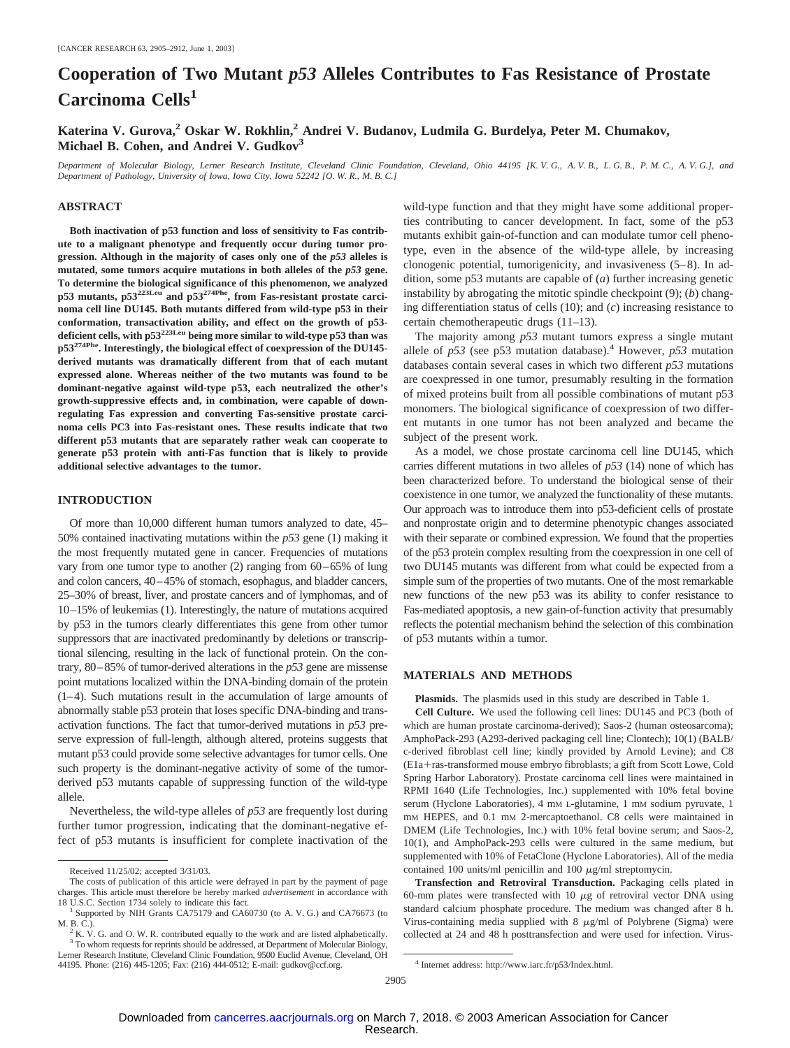# Cooperation of Two Mutant *p53* Alleles Contributes to Fas Resistance of Prostate Carcinoma Cells[1]

**Katerina V. Gurova,[2] Oskar W. Rokhlin,[2] Andrei V. Budanov, Ludmila G. Burdelya, Peter M. Chumakov, Michael B. Cohen, and Andrei V. Gudkov[3]**

*Department of Molecular Biology, Lerner Research Institute, Cleveland Clinic Foundation, Cleveland, Ohio 44195 [K. V. G., A. V. B., L. G. B., P. M. C., A. V. G.], and Department of Pathology, University of Iowa, Iowa City, Iowa 52242 [O. W. R., M. B. C.]*

## ABSTRACT

**Both inactivation of p53 function and loss of sensitivity to Fas contribute to a malignant phenotype and frequently occur during tumor progression. Although in the majority of cases only one of the *p53* alleles is mutated, some tumors acquire mutations in both alleles of the *p53* gene. To determine the biological significance of this phenomenon, we analyzed p53 mutants, $p53^{223Leu}$ and $p53^{274Phe}$, from Fas-resistant prostate carcinoma cell line DU145. Both mutants differed from wild-type p53 in their conformation, transactivation ability, and effect on the growth of p53-deficient cells, with $p53^{223Leu}$ being more similar to wild-type p53 than was $p53^{274Phe}$. Interestingly, the biological effect of coexpression of the DU145-derived mutants was dramatically different from that of each mutant expressed alone. Whereas neither of the two mutants was found to be dominant-negative against wild-type p53, each neutralized the other's growth-suppressive effects and, in combination, were capable of down-regulating Fas expression and converting Fas-sensitive prostate carcinoma cells PC3 into Fas-resistant ones. These results indicate that two different p53 mutants that are separately rather weak can cooperate to generate p53 protein with anti-Fas function that is likely to provide additional selective advantages to the tumor.**

## INTRODUCTION

Of more than 10,000 different human tumors analyzed to date, 45–50% contained inactivating mutations within the *p53* gene (1) making it the most frequently mutated gene in cancer. Frequencies of mutations vary from one tumor type to another (2) ranging from 60–65% of lung and colon cancers, 40–45% of stomach, esophagus, and bladder cancers, 25–30% of breast, liver, and prostate cancers and of lymphomas, and of 10–15% of leukemias (1). Interestingly, the nature of mutations acquired by p53 in the tumors clearly differentiates this gene from other tumor suppressors that are inactivated predominantly by deletions or transcriptional silencing, resulting in the lack of functional protein. On the contrary, 80–85% of tumor-derived alterations in the *p53* gene are missense point mutations localized within the DNA-binding domain of the protein (1–4). Such mutations result in the accumulation of large amounts of abnormally stable p53 protein that loses specific DNA-binding and transactivation functions. The fact that tumor-derived mutations in *p53* preserve expression of full-length, although altered, proteins suggests that mutant p53 could provide some selective advantages for tumor cells. One such property is the dominant-negative activity of some of the tumor-derived p53 mutants capable of suppressing function of the wild-type allele.

Nevertheless, the wild-type alleles of *p53* are frequently lost during further tumor progression, indicating that the dominant-negative effect of p53 mutants is insufficient for complete inactivation of the wild-type function and that they might have some additional properties contributing to cancer development. In fact, some of the p53 mutants exhibit gain-of-function and can modulate tumor cell phenotype, even in the absence of the wild-type allele, by increasing clonogenic potential, tumorigenicity, and invasiveness (5–8). In addition, some p53 mutants are capable of (*a*) further increasing genetic instability by abrogating the mitotic spindle checkpoint (9); (*b*) changing differentiation status of cells (10); and (*c*) increasing resistance to certain chemotherapeutic drugs (11–13).

The majority among *p53* mutant tumors express a single mutant allele of *p53* (see p53 mutation database).[4] However, *p53* mutation databases contain several cases in which two different *p53* mutations are coexpressed in one tumor, presumably resulting in the formation of mixed proteins built from all possible combinations of mutant p53 monomers. The biological significance of coexpression of two different mutants in one tumor has not been analyzed and became the subject of the present work.

As a model, we chose prostate carcinoma cell line DU145, which carries different mutations in two alleles of *p53* (14) none of which has been characterized before. To understand the biological sense of their coexistence in one tumor, we analyzed the functionality of these mutants. Our approach was to introduce them into p53-deficient cells of prostate and nonprostate origin and to determine phenotypic changes associated with their separate or combined expression. We found that the properties of the p53 protein complex resulting from the coexpression in one cell of two DU145 mutants was different from what could be expected from a simple sum of the properties of two mutants. One of the most remarkable new functions of the new p53 was its ability to confer resistance to Fas-mediated apoptosis, a new gain-of-function activity that presumably reflects the potential mechanism behind the selection of this combination of p53 mutants within a tumor.

## MATERIALS AND METHODS

**Plasmids.** The plasmids used in this study are described in Table 1.

**Cell Culture.** We used the following cell lines: DU145 and PC3 (both of which are human prostate carcinoma-derived); Saos-2 (human osteosarcoma); AmphoPack-293 (A293-derived packaging cell line; Clontech); 10(1) (BALB/c-derived fibroblast cell line; kindly provided by Arnold Levine); and C8 (E1a+ras-transformed mouse embryo fibroblasts; a gift from Scott Lowe, Cold Spring Harbor Laboratory). Prostate carcinoma cell lines were maintained in RPMI 1640 (Life Technologies, Inc.) supplemented with 10% fetal bovine serum (Hyclone Laboratories), 4 mM L-glutamine, 1 mM sodium pyruvate, 1 mM HEPES, and 0.1 mM 2-mercaptoethanol. C8 cells were maintained in DMEM (Life Technologies, Inc.) with 10% fetal bovine serum; and Saos-2, 10(1), and AmphoPack-293 cells were cultured in the same medium, but supplemented with 10% of FetaClone (Hyclone Laboratories). All of the media contained 100 units/ml penicillin and 100 $\mu$g/ml streptomycin.

**Transfection and Retroviral Transduction.** Packaging cells plated in 60-mm plates were transfected with 10 $\mu$g of retroviral vector DNA using standard calcium phosphate procedure. The medium was changed after 8 h. Virus-containing media supplied with 8 $\mu$g/ml of Polybrene (Sigma) were collected at 24 and 48 h posttransfection and were used for infection. Virus-

---

Received 11/25/02; accepted 3/31/03.

The costs of publication of this article were defrayed in part by the payment of page charges. This article must therefore be hereby marked *advertisement* in accordance with 18 U.S.C. Section 1734 solely to indicate this fact.

[1] Supported by NIH Grants CA75179 and CA60730 (to A. V. G.) and CA76673 (to M. B. C.).

[2] K. V. G. and O. W. R. contributed equally to the work and are listed alphabetically.

[3] To whom requests for reprints should be addressed, at Department of Molecular Biology, Lerner Research Institute, Cleveland Clinic Foundation, 9500 Euclid Avenue, Cleveland, OH 44195. Phone: (216) 445-1205; Fax: (216) 444-0512; E-mail: gudkov@ccf.org.

[4] Internet address: http://www.iarc.fr/p53/Index.html.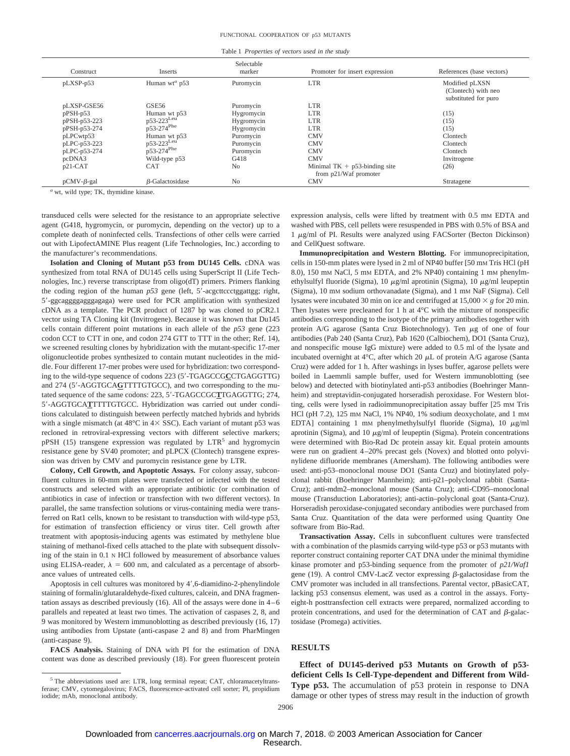Table 1 *Properties of vectors used in the study*

| Construct | Inserts | Selectable marker | Promoter for insert expression | References (base vectors) |
|---|---|---|---|---|
| pLXSP-p53 | Human wt[a] p53 | Puromycin | LTR | Modified pLXSN (Clontech) with neo substituted for puro |
| pLXSP-GSE56 | GSE56 | Puromycin | LTR | |
| pPSH-p53 | Human wt p53 | Hygromycin | LTR | (15) |
| pPSH-p53-223 | p53-223[Leu] | Hygromycin | LTR | (15) |
| pPSH-p53-274 | p53-274[Phe] | Hygromycin | LTR | (15) |
| pLPCwtp53 | Human wt p53 | Puromycin | CMV | Clontech |
| pLPC-p53-223 | p53-223[Leu] | Puromycin | CMV | Clontech |
| pLPC-p53-274 | p53-274[Phe] | Puromycin | CMV | Clontech |
| pcDNA3 | Wild-type p53 | G418 | CMV | Invitrogene |
| p21-CAT | CAT | No | Minimal TK + p53-binding site from p21/Waf promoter | (26) |
| pCMV-β-gal | β-Galactosidase | No | CMV | Stratagene |

[a] wt, wild type; TK, thymidine kinase.

transduced cells were selected for the resistance to an appropriate selective agent (G418, hygromycin, or puromycin, depending on the vector) up to a complete death of noninfected cells. Transfections of other cells were carried out with LipofectAMINE Plus reagent (Life Technologies, Inc.) according to the manufacturer's recommendations.

**Isolation and Cloning of Mutant p53 from DU145 Cells.** cDNA was synthesized from total RNA of DU145 cells using SuperScript II (Life Technologies, Inc.) reverse transcriptase from oligo(dT) primers. Primers flanking the coding region of the human *p53* gene (left, 5′-acgcttccctggattgg; right, 5′-ggcaggggagggagaga) were used for PCR amplification with synthesized cDNA as a template. The PCR product of 1287 bp was cloned to pCR2.1 vector using TA Cloning kit (Invitrogene). Because it was known that Du145 cells contain different point mutations in each allele of the *p53* gene (223 codon CCT to CTT in one, and codon 274 GTT to TTT in the other; Ref. 14), we screened resulting clones by hybridization with the mutant-specific 17-mer oligonucleotide probes synthesized to contain mutant nucleotides in the middle. Four different 17-mer probes were used for hybridization: two corresponding to the wild-type sequence of codons 223 (5′-TGAGCCG**C**CTGAGGTTG) and 274 (5′-AGGTGCA**G**TTTTGTGCC), and two corresponding to the mutated sequence of the same codons: 223, 5′-TGAGCCGC**T**TGAGGTTG; 274, 5′-AGGTGCA**T**TTTTGTGCC. Hybridization was carried out under conditions calculated to distinguish between perfectly matched hybrids and hybrids with a single mismatch (at 48°C in 4× SSC). Each variant of mutant p53 was recloned in retroviral-expressing vectors with different selective markers; pPSH (15) transgene expression was regulated by LTR[5] and hygromycin resistance gene by SV40 promoter; and pLPCX (Clontech) transgene expression was driven by CMV and puromycin resistance gene by LTR.

**Colony, Cell Growth, and Apoptotic Assays.** For colony assay, subconfluent cultures in 60-mm plates were transfected or infected with the tested constructs and selected with an appropriate antibiotic (or combination of antibiotics in case of infection or transfection with two different vectors). In parallel, the same transfection solutions or virus-containing media were transferred on Rat1 cells, known to be resistant to transduction with wild-type p53, for estimation of transfection efficiency or virus titer. Cell growth after treatment with apoptosis-inducing agents was estimated by methylene blue staining of methanol-fixed cells attached to the plate with subsequent dissolving of the stain in 0.1 N HCl followed by measurement of absorbance values using ELISA-reader, $\lambda = 600$ nm, and calculated as a percentage of absorbance values of untreated cells.

Apoptosis in cell cultures was monitored by 4′,6-diamidino-2-phenylindole staining of formalin/glutaraldehyde-fixed cultures, calcein, and DNA fragmentation assays as described previously (16). All of the assays were done in 4–6 parallels and repeated at least two times. The activation of caspases 2, 8, and 9 was monitored by Western immunoblotting as described previously (16, 17) using antibodies from Upstate (anti-caspase 2 and 8) and from PharMingen (anti-caspase 9).

**FACS Analysis.** Staining of DNA with PI for the estimation of DNA content was done as described previously (18). For green fluorescent protein expression analysis, cells were lifted by treatment with 0.5 mM EDTA and washed with PBS, cell pellets were resuspended in PBS with 0.5% of BSA and 1 μg/ml of PI. Results were analyzed using FACSorter (Becton Dickinson) and CellQuest software.

**Immunoprecipitation and Western Blotting.** For immunoprecipitation, cells in 150-mm plates were lysed in 2 ml of NP40 buffer [50 mM Tris HCl (pH 8.0), 150 mM NaCl, 5 mM EDTA, and 2% NP40) containing 1 mM phenylmethylsulfyl fluoride (Sigma), 10 μg/ml aprotinin (Sigma), 10 μg/ml leupeptin (Sigma), 10 mM sodium orthovanadate (Sigma), and 1 mM NaF (Sigma). Cell lysates were incubated 30 min on ice and centrifuged at 15,000 × *g* for 20 min. Then lysates were precleaned for 1 h at 4°C with the mixture of nonspecific antibodies corresponding to the isotype of the primary antibodies together with protein A/G agarose (Santa Cruz Biotechnology). Ten μg of one of four antibodies (Pab 240 (Santa Cruz), Pab 1620 (Calbiochem), DO1 (Santa Cruz), and nonspecific mouse IgG mixture) were added to 0.5 ml of the lysate and incubated overnight at 4°C, after which 20 μL of protein A/G agarose (Santa Cruz) were added for 1 h. After washings in lyses buffer, agarose pellets were boiled in Laemmli sample buffer, used for Western immunoblotting (see below) and detected with biotinylated anti-p53 antibodies (Boehringer Mannheim) and streptavidin-conjugated horseradish peroxidase. For Western blotting, cells were lysed in radioimmunoprecipitation assay buffer [25 mM Tris HCl (pH 7.2), 125 mM NaCl, 1% NP40, 1% sodium deoxycholate, and 1 mM EDTA] containing 1 mM phenylmethylsulfyl fluoride (Sigma), 10 μg/ml aprotinin (Sigma), and 10 μg/ml of leupeptin (Sigma). Protein concentrations were determined with Bio-Rad Dc protein assay kit. Equal protein amounts were run on gradient 4–20% precast gels (Novex) and blotted onto polyvinylidene difluoride membranes (Amersham). The following antibodies were used: anti-p53–monoclonal mouse DO1 (Santa Cruz) and biotinylated polyclonal rabbit (Boehringer Mannheim); anti-p21–polyclonal rabbit (Santa-Cruz); anti-mdm2–monoclonal mouse (Santa Cruz); anti-CD95–monoclonal mouse (Transduction Laboratories); anti-actin–polyclonal goat (Santa-Cruz). Horseradish peroxidase-conjugated secondary antibodies were purchased from Santa Cruz. Quantitation of the data were performed using Quantity One software from Bio-Rad.

**Transactivation Assay.** Cells in subconfluent cultures were transfected with a combination of the plasmids carrying wild-type p53 or p53 mutants with reporter construct containing reporter CAT DNA under the minimal thymidine kinase promoter and p53-binding sequence from the promoter of *p21/Waf1* gene (19). A control CMV-LacZ vector expressing β-galactosidase from the CMV promoter was included in all transfections. Parental vector, pBasicCAT, lacking p53 consensus element, was used as a control in the assays. Forty-eight-h posttransfection cell extracts were prepared, normalized according to protein concentrations, and used for the determination of CAT and β-galactosidase (Promega) activities.

## RESULTS

**Effect of DU145-derived p53 Mutants on Growth of p53-deficient Cells Is Cell-Type-dependent and Different from Wild-Type p53.** The accumulation of p53 protein in response to DNA damage or other types of stress may result in the induction of growth

[5] The abbreviations used are: LTR, long terminal repeat; CAT, chloramacetyltransferase; CMV, cytomegalovirus; FACS, fluorescence-activated cell sorter; PI, propidium iodide; mAb, monoclonal antibody.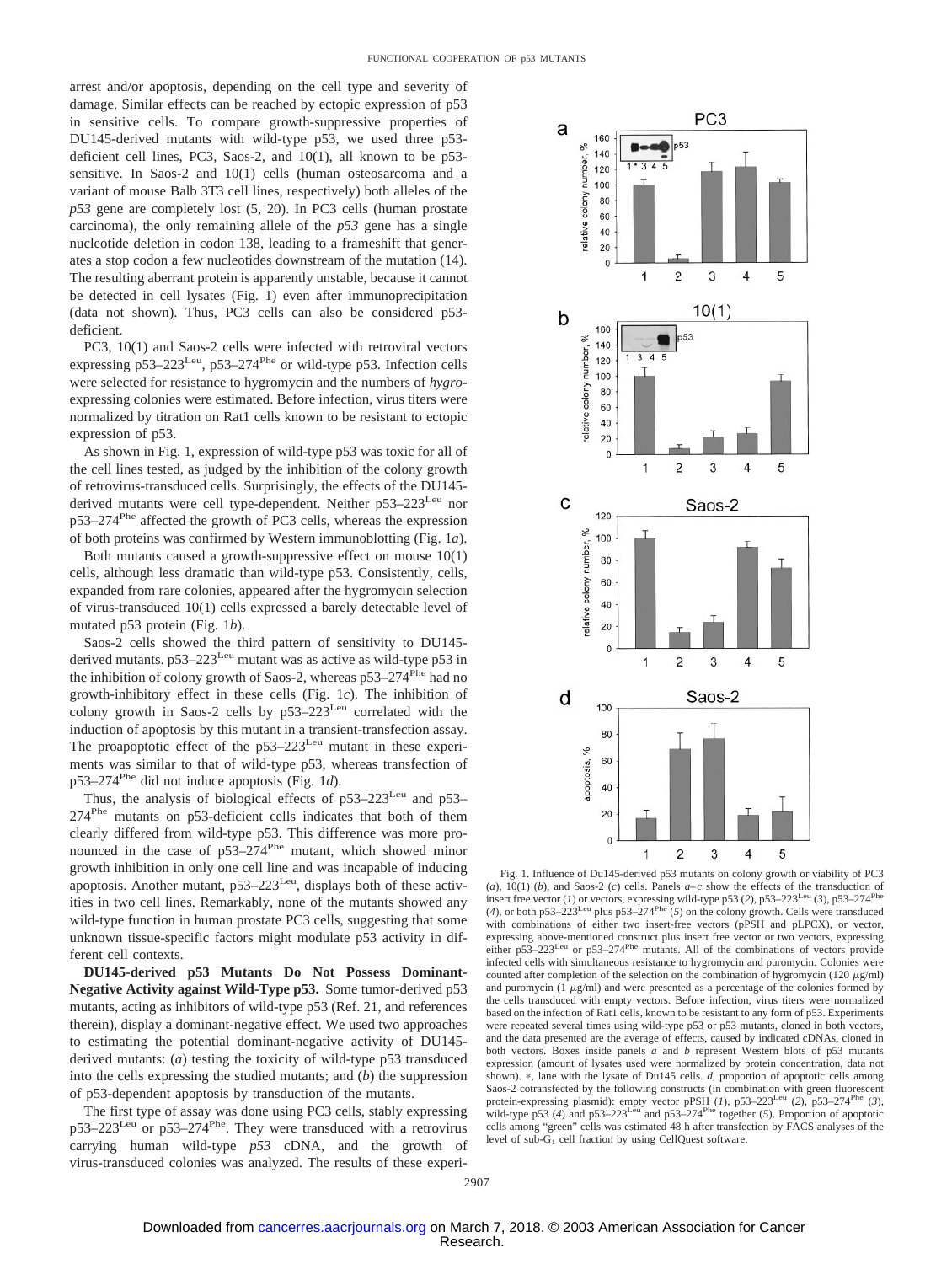arrest and/or apoptosis, depending on the cell type and severity of damage. Similar effects can be reached by ectopic expression of p53 in sensitive cells. To compare growth-suppressive properties of DU145-derived mutants with wild-type p53, we used three p53-deficient cell lines, PC3, Saos-2, and 10(1), all known to be p53-sensitive. In Saos-2 and 10(1) cells (human osteosarcoma and a variant of mouse Balb 3T3 cell lines, respectively) both alleles of the *p53* gene are completely lost (5, 20). In PC3 cells (human prostate carcinoma), the only remaining allele of the *p53* gene has a single nucleotide deletion in codon 138, leading to a frameshift that generates a stop codon a few nucleotides downstream of the mutation (14). The resulting aberrant protein is apparently unstable, because it cannot be detected in cell lysates (Fig. 1) even after immunoprecipitation (data not shown). Thus, PC3 cells can also be considered p53-deficient.

PC3, 10(1) and Saos-2 cells were infected with retroviral vectors expressing p53–223$^{Leu}$, p53–274$^{Phe}$ or wild-type p53. Infection cells were selected for resistance to hygromycin and the numbers of *hygro*-expressing colonies were estimated. Before infection, virus titers were normalized by titration on Rat1 cells known to be resistant to ectopic expression of p53.

As shown in Fig. 1, expression of wild-type p53 was toxic for all of the cell lines tested, as judged by the inhibition of the colony growth of retrovirus-transduced cells. Surprisingly, the effects of the DU145-derived mutants were cell type-dependent. Neither p53–223$^{Leu}$ nor p53–274$^{Phe}$ affected the growth of PC3 cells, whereas the expression of both proteins was confirmed by Western immunoblotting (Fig. 1*a*).

Both mutants caused a growth-suppressive effect on mouse 10(1) cells, although less dramatic than wild-type p53. Consistently, cells, expanded from rare colonies, appeared after the hygromycin selection of virus-transduced 10(1) cells expressed a barely detectable level of mutated p53 protein (Fig. 1*b*).

Saos-2 cells showed the third pattern of sensitivity to DU145-derived mutants. p53–223$^{Leu}$ mutant was as active as wild-type p53 in the inhibition of colony growth of Saos-2, whereas p53–274$^{Phe}$ had no growth-inhibitory effect in these cells (Fig. 1*c*). The inhibition of colony growth in Saos-2 cells by p53–223$^{Leu}$ correlated with the induction of apoptosis by this mutant in a transient-transfection assay. The proapoptotic effect of the p53–223$^{Leu}$ mutant in these experiments was similar to that of wild-type p53, whereas transfection of p53–274$^{Phe}$ did not induce apoptosis (Fig. 1*d*).

Thus, the analysis of biological effects of p53–223$^{Leu}$ and p53–274$^{Phe}$ mutants on p53-deficient cells indicates that both of them clearly differed from wild-type p53. This difference was more pronounced in the case of p53–274$^{Phe}$ mutant, which showed minor growth inhibition in only one cell line and was incapable of inducing apoptosis. Another mutant, p53–223$^{Leu}$, displays both of these activities in two cell lines. Remarkably, none of the mutants showed any wild-type function in human prostate PC3 cells, suggesting that some unknown tissue-specific factors might modulate p53 activity in different cell contexts.

**DU145-derived p53 Mutants Do Not Possess Dominant-Negative Activity against Wild-Type p53.** Some tumor-derived p53 mutants, acting as inhibitors of wild-type p53 (Ref. 21, and references therein), display a dominant-negative effect. We used two approaches to estimating the potential dominant-negative activity of DU145-derived mutants: (*a*) testing the toxicity of wild-type p53 transduced into the cells expressing the studied mutants; and (*b*) the suppression of p53-dependent apoptosis by transduction of the mutants.

The first type of assay was done using PC3 cells, stably expressing p53–223$^{Leu}$ or p53–274$^{Phe}$. They were transduced with a retrovirus carrying human wild-type *p53* cDNA, and the growth of virus-transduced colonies was analyzed. The results of these experi-

Fig. 1. Influence of Du145-derived p53 mutants on colony growth or viability of PC3 (*a*), 10(1) (*b*), and Saos-2 (*c*) cells. Panels *a–c* show the effects of the transduction of insert free vector (*1*) or vectors, expressing wild-type p53 (*2*), p53–223$^{Leu}$ (*3*), p53–274$^{Phe}$ (*4*), or both p53–223$^{Leu}$ plus p53–274$^{Phe}$ (*5*) on the colony growth. Cells were transduced with combinations of either two insert-free vectors (pPSH and pLPCX), or vector, expressing above-mentioned construct plus insert free vector or two vectors, expressing either p53–223$^{Leu}$ or p53–274$^{Phe}$ mutants. All of the combinations of vectors provide infected cells with simultaneous resistance to hygromycin and puromycin. Colonies were counted after completion of the selection on the combination of hygromycin (120 $\mu$g/ml) and puromycin (1 $\mu$g/ml) and were presented as a percentage of the colonies formed by the cells transduced with empty vectors. Before infection, virus titers were normalized based on the infection of Rat1 cells, known to be resistant to any form of p53. Experiments were repeated several times using wild-type p53 or p53 mutants, cloned in both vectors, and the data presented are the average of effects, caused by indicated cDNAs, cloned in both vectors. Boxes inside panels *a* and *b* represent Western blots of p53 mutants expression (amount of lysates used were normalized by protein concentration, data not shown). *, lane with the lysate of Du145 cells. *d*, proportion of apoptotic cells among Saos-2 cotransfected by the following constructs (in combination with green fluorescent protein-expressing plasmid): empty vector pPSH (*1*), p53–223$^{Leu}$ (*2*), p53–274$^{Phe}$ (*3*), wild-type p53 (*4*) and p53–223$^{Leu}$ and p53–274$^{Phe}$ together (*5*). Proportion of apoptotic cells among "green" cells was estimated 48 h after transfection by FACS analyses of the level of sub-$G_1$ cell fraction by using CellQuest software.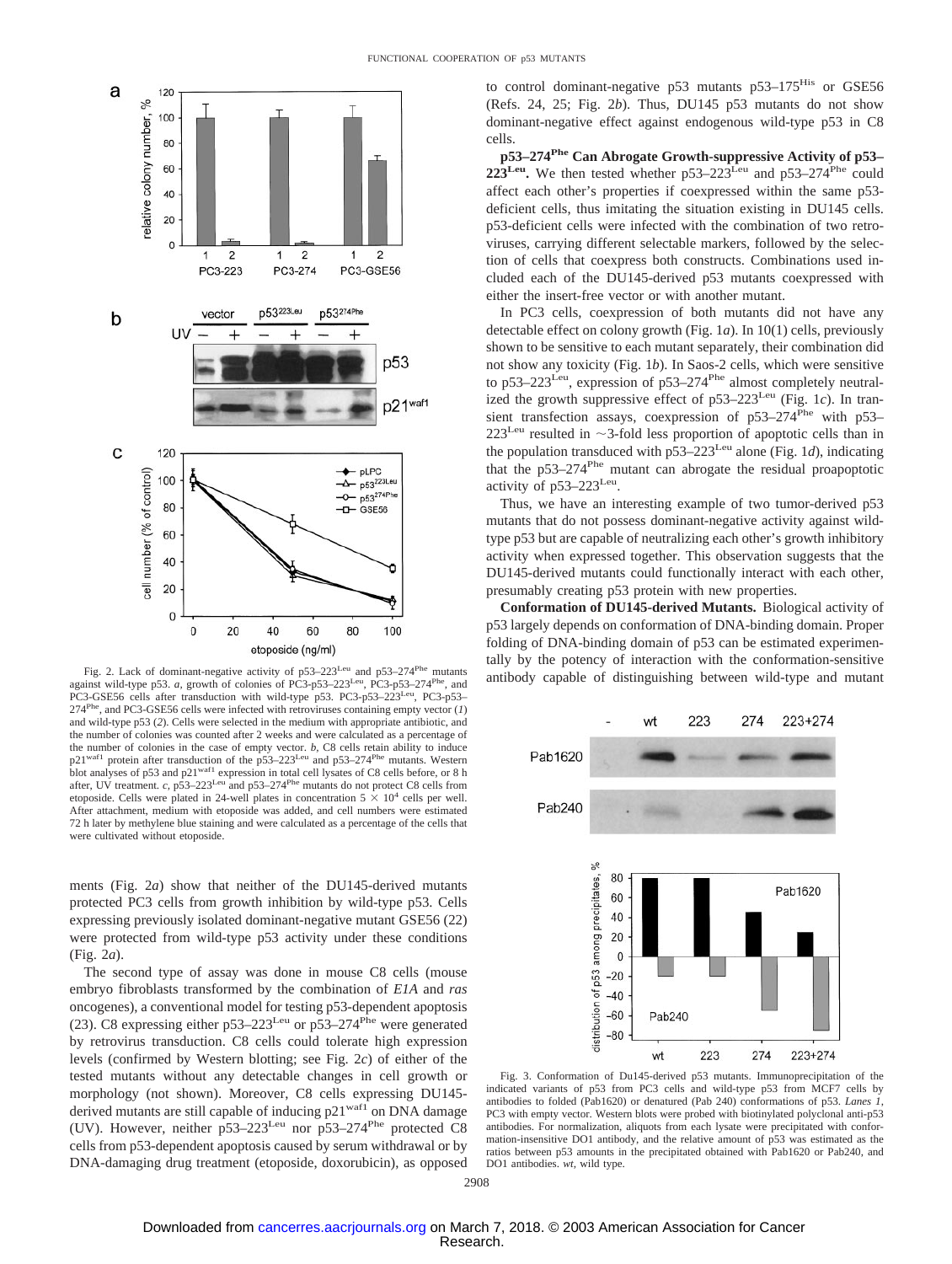Fig. 2. Lack of dominant-negative activity of p53–223$^{Leu}$ and p53–274$^{Phe}$ mutants against wild-type p53. *a*, growth of colonies of PC3-p53–223$^{Leu}$, PC3-p53–274$^{Phe}$, and PC3-GSE56 cells after transduction with wild-type p53. PC3-p53–223$^{Leu}$, PC3-p53–274$^{Phe}$, and PC3-GSE56 cells were infected with retroviruses containing empty vector (*1*) and wild-type p53 (*2*). Cells were selected in the medium with appropriate antibiotic, and the number of colonies was counted after 2 weeks and were calculated as a percentage of the number of colonies in the case of empty vector. *b*, C8 cells retain ability to induce p21$^{waf1}$ protein after transduction of the p53–223$^{Leu}$ and p53–274$^{Phe}$ mutants. Western blot analyses of p53 and p21$^{waf1}$ expression in total cell lysates of C8 cells before, or 8 h after, UV treatment. *c*, p53–223$^{Leu}$ and p53–274$^{Phe}$ mutants do not protect C8 cells from etoposide. Cells were plated in 24-well plates in concentration $5 \times 10^4$ cells per well. After attachment, medium with etoposide was added, and cell numbers were estimated 72 h later by methylene blue staining and were calculated as a percentage of the cells that were cultivated without etoposide.

ments (Fig. 2*a*) show that neither of the DU145-derived mutants protected PC3 cells from growth inhibition by wild-type p53. Cells expressing previously isolated dominant-negative mutant GSE56 (22) were protected from wild-type p53 activity under these conditions (Fig. 2*a*).

The second type of assay was done in mouse C8 cells (mouse embryo fibroblasts transformed by the combination of *E1A* and *ras* oncogenes), a conventional model for testing p53-dependent apoptosis (23). C8 expressing either p53–223$^{Leu}$ or p53–274$^{Phe}$ were generated by retrovirus transduction. C8 cells could tolerate high expression levels (confirmed by Western blotting; see Fig. 2*c*) of either of the tested mutants without any detectable changes in cell growth or morphology (not shown). Moreover, C8 cells expressing DU145-derived mutants are still capable of inducing p21$^{waf1}$ on DNA damage (UV). However, neither p53–223$^{Leu}$ nor p53–274$^{Phe}$ protected C8 cells from p53-dependent apoptosis caused by serum withdrawal or by DNA-damaging drug treatment (etoposide, doxorubicin), as opposed to control dominant-negative p53 mutants p53–175$^{His}$ or GSE56 (Refs. 24, 25; Fig. 2*b*). Thus, DU145 p53 mutants do not show dominant-negative effect against endogenous wild-type p53 in C8 cells.

**p53–274$^{Phe}$ Can Abrogate Growth-suppressive Activity of p53–223$^{Leu}$.** We then tested whether p53–223$^{Leu}$ and p53–274$^{Phe}$ could affect each other's properties if coexpressed within the same p53-deficient cells, thus imitating the situation existing in DU145 cells. p53-deficient cells were infected with the combination of two retroviruses, carrying different selectable markers, followed by the selection of cells that coexpress both constructs. Combinations used included each of the DU145-derived p53 mutants coexpressed with either the insert-free vector or with another mutant.

In PC3 cells, coexpression of both mutants did not have any detectable effect on colony growth (Fig. 1*a*). In 10(1) cells, previously shown to be sensitive to each mutant separately, their combination did not show any toxicity (Fig. 1*b*). In Saos-2 cells, which were sensitive to p53–223$^{Leu}$, expression of p53–274$^{Phe}$ almost completely neutralized the growth suppressive effect of p53–223$^{Leu}$ (Fig. 1*c*). In transient transfection assays, coexpression of p53–274$^{Phe}$ with p53–223$^{Leu}$ resulted in ~3-fold less proportion of apoptotic cells than in the population transduced with p53–223$^{Leu}$ alone (Fig. 1*d*), indicating that the p53–274$^{Phe}$ mutant can abrogate the residual proapoptotic activity of p53–223$^{Leu}$.

Thus, we have an interesting example of two tumor-derived p53 mutants that do not possess dominant-negative activity against wild-type p53 but are capable of neutralizing each other's growth inhibitory activity when expressed together. This observation suggests that the DU145-derived mutants could functionally interact with each other, presumably creating p53 protein with new properties.

**Conformation of DU145-derived Mutants.** Biological activity of p53 largely depends on conformation of DNA-binding domain. Proper folding of DNA-binding domain of p53 can be estimated experimentally by the potency of interaction with the conformation-sensitive antibody capable of distinguishing between wild-type and mutant

Fig. 3. Conformation of Du145-derived p53 mutants. Immunoprecipitation of the indicated variants of p53 from PC3 cells and wild-type p53 from MCF7 cells by antibodies to folded (Pab1620) or denatured (Pab 240) conformations of p53. *Lanes 1*, PC3 with empty vector. Western blots were probed with biotinylated polyclonal anti-p53 antibodies. For normalization, aliquots from each lysate were precipitated with conformation-insensitive DO1 antibody, and the relative amount of p53 was estimated as the ratios between p53 amounts in the precipitated obtained with Pab1620 or Pab240, and DO1 antibodies. *wt*, wild type.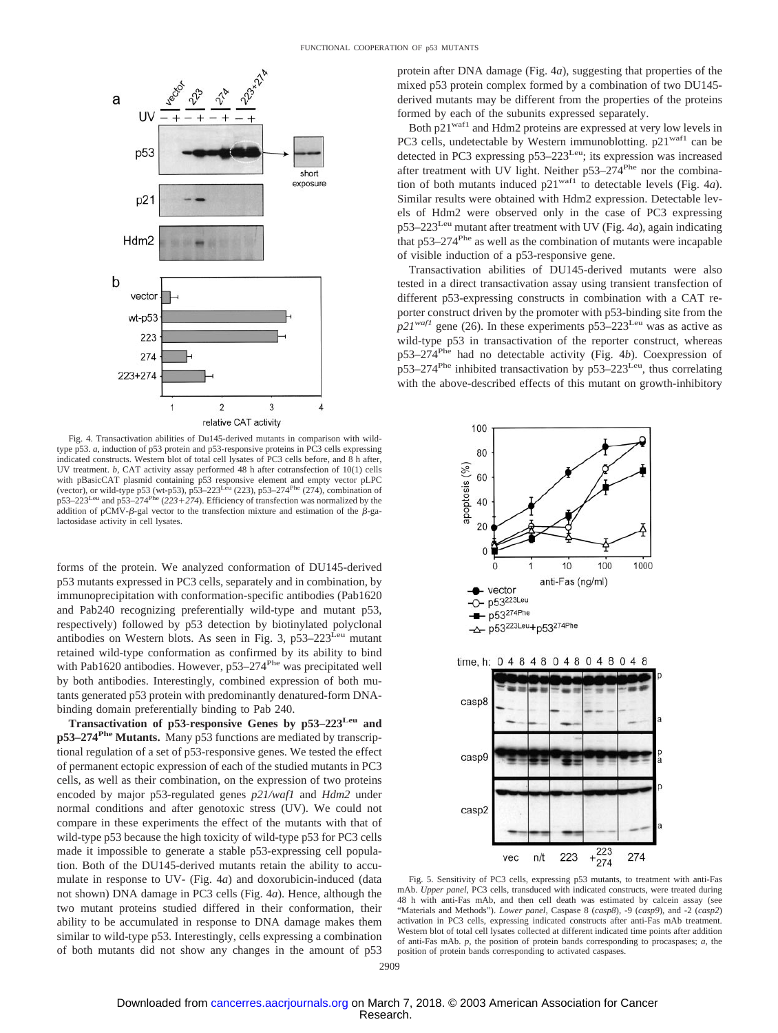Fig. 4. Transactivation abilities of Du145-derived mutants in comparison with wild-type p53. *a*, induction of p53 protein and p53-responsive proteins in PC3 cells expressing indicated constructs. Western blot of total cell lysates of PC3 cells before, and 8 h after, UV treatment. *b*, CAT activity assay performed 48 h after cotransfection of 10(1) cells with pBasicCAT plasmid containing p53 responsive element and empty vector pLPC (vector), or wild-type p53 (wt-p53), p53–223$^{Leu}$ (223), p53–274$^{Phe}$ (274), combination of p53–223$^{Leu}$ and p53–274$^{Phe}$ (*223+274*). Efficiency of transfection was normalized by the addition of pCMV-β-gal vector to the transfection mixture and estimation of the β-galactosidase activity in cell lysates.

forms of the protein. We analyzed conformation of DU145-derived p53 mutants expressed in PC3 cells, separately and in combination, by immunoprecipitation with conformation-specific antibodies (Pab1620 and Pab240 recognizing preferentially wild-type and mutant p53, respectively) followed by p53 detection by biotinylated polyclonal antibodies on Western blots. As seen in Fig. 3, p53–223$^{Leu}$ mutant retained wild-type conformation as confirmed by its ability to bind with Pab1620 antibodies. However, p53–274$^{Phe}$ was precipitated well by both antibodies. Interestingly, combined expression of both mutants generated p53 protein with predominantly denatured-form DNA-binding domain preferentially binding to Pab 240.

**Transactivation of p53-responsive Genes by p53–223$^{Leu}$ and p53–274$^{Phe}$ Mutants.** Many p53 functions are mediated by transcriptional regulation of a set of p53-responsive genes. We tested the effect of permanent ectopic expression of each of the studied mutants in PC3 cells, as well as their combination, on the expression of two proteins encoded by major p53-regulated genes *p21/waf1* and *Hdm2* under normal conditions and after genotoxic stress (UV). We could not compare in these experiments the effect of the mutants with that of wild-type p53 because the high toxicity of wild-type p53 for PC3 cells made it impossible to generate a stable p53-expressing cell population. Both of the DU145-derived mutants retain the ability to accumulate in response to UV- (Fig. 4*a*) and doxorubicin-induced (data not shown) DNA damage in PC3 cells (Fig. 4*a*). Hence, although the two mutant proteins studied differed in their conformation, their ability to be accumulated in response to DNA damage makes them similar to wild-type p53. Interestingly, cells expressing a combination of both mutants did not show any changes in the amount of p53 protein after DNA damage (Fig. 4*a*), suggesting that properties of the mixed p53 protein complex formed by a combination of two DU145-derived mutants may be different from the properties of the proteins formed by each of the subunits expressed separately.

Both p21$^{waf1}$ and Hdm2 proteins are expressed at very low levels in PC3 cells, undetectable by Western immunoblotting. p21$^{waf1}$ can be detected in PC3 expressing p53–223$^{Leu}$; its expression was increased after treatment with UV light. Neither p53–274$^{Phe}$ nor the combination of both mutants induced p21$^{waf1}$ to detectable levels (Fig. 4*a*). Similar results were obtained with Hdm2 expression. Detectable levels of Hdm2 were observed only in the case of PC3 expressing p53–223$^{Leu}$ mutant after treatment with UV (Fig. 4*a*), again indicating that p53–274$^{Phe}$ as well as the combination of mutants were incapable of visible induction of a p53-responsive gene.

Transactivation abilities of DU145-derived mutants were also tested in a direct transactivation assay using transient transfection of different p53-expressing constructs in combination with a CAT reporter construct driven by the promoter with p53-binding site from the *p21$^{waf1}$* gene (26). In these experiments p53–223$^{Leu}$ was as active as wild-type p53 in transactivation of the reporter construct, whereas p53–274$^{Phe}$ had no detectable activity (Fig. 4*b*). Coexpression of p53–274$^{Phe}$ inhibited transactivation by p53–223$^{Leu}$, thus correlating with the above-described effects of this mutant on growth-inhibitory

Fig. 5. Sensitivity of PC3 cells, expressing p53 mutants, to treatment with anti-Fas mAb. *Upper panel*, PC3 cells, transduced with indicated constructs, were treated during 48 h with anti-Fas mAb, and then cell death was estimated by calcein assay (see "Materials and Methods"). *Lower panel*, Caspase 8 (*casp8*), -9 (*casp9*), and -2 (*casp2*) activation in PC3 cells, expressing indicated constructs after anti-Fas mAb treatment. Western blot of total cell lysates collected at different indicated time points after addition of anti-Fas mAb. *p*, the position of protein bands corresponding to procaspases; *a*, the position of protein bands corresponding to activated caspases.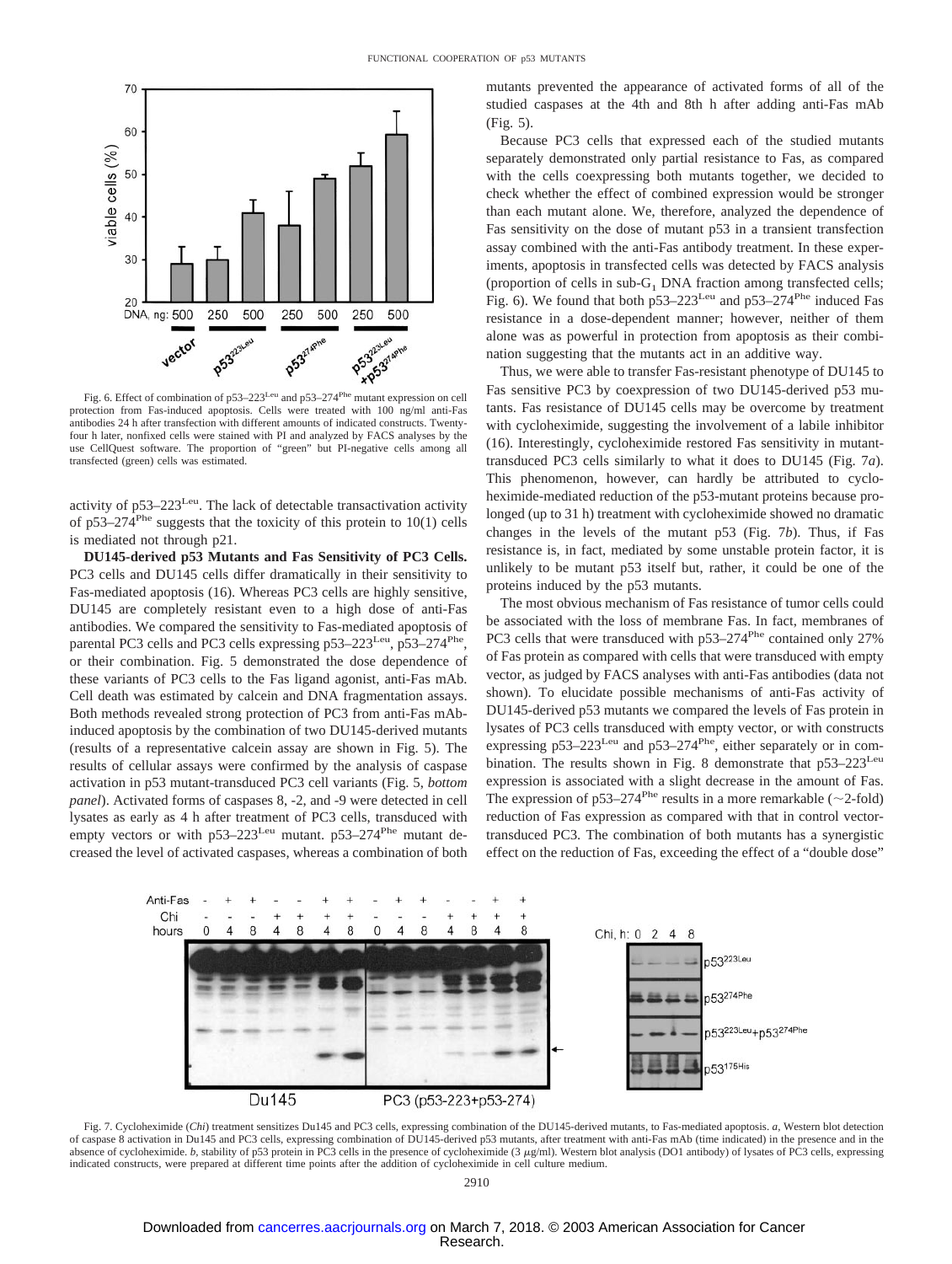Fig. 6. Effect of combination of p53–223[Leu] and p53–274[Phe] mutant expression on cell protection from Fas-induced apoptosis. Cells were treated with 100 ng/ml anti-Fas antibodies 24 h after transfection with different amounts of indicated constructs. Twenty-four h later, nonfixed cells were stained with PI and analyzed by FACS analyses by the use CellQuest software. The proportion of "green" but PI-negative cells among all transfected (green) cells was estimated.

activity of p53–223[Leu]. The lack of detectable transactivation activity of p53–274[Phe] suggests that the toxicity of this protein to 10(1) cells is mediated not through p21.

**DU145-derived p53 Mutants and Fas Sensitivity of PC3 Cells.** PC3 cells and DU145 cells differ dramatically in their sensitivity to Fas-mediated apoptosis (16). Whereas PC3 cells are highly sensitive, DU145 are completely resistant even to a high dose of anti-Fas antibodies. We compared the sensitivity to Fas-mediated apoptosis of parental PC3 cells and PC3 cells expressing p53–223[Leu], p53–274[Phe], or their combination. Fig. 5 demonstrated the dose dependence of these variants of PC3 cells to the Fas ligand agonist, anti-Fas mAb. Cell death was estimated by calcein and DNA fragmentation assays. Both methods revealed strong protection of PC3 from anti-Fas mAb-induced apoptosis by the combination of two DU145-derived mutants (results of a representative calcein assay are shown in Fig. 5). The results of cellular assays were confirmed by the analysis of caspase activation in p53 mutant-transduced PC3 cell variants (Fig. 5, *bottom panel*). Activated forms of caspases 8, -2, and -9 were detected in cell lysates as early as 4 h after treatment of PC3 cells, transduced with empty vectors or with p53–223[Leu] mutant. p53–274[Phe] mutant decreased the level of activated caspases, whereas a combination of both mutants prevented the appearance of activated forms of all of the studied caspases at the 4th and 8th h after adding anti-Fas mAb (Fig. 5).

Because PC3 cells that expressed each of the studied mutants separately demonstrated only partial resistance to Fas, as compared with the cells coexpressing both mutants together, we decided to check whether the effect of combined expression would be stronger than each mutant alone. We, therefore, analyzed the dependence of Fas sensitivity on the dose of mutant p53 in a transient transfection assay combined with the anti-Fas antibody treatment. In these experiments, apoptosis in transfected cells was detected by FACS analysis (proportion of cells in sub-$G_1$ DNA fraction among transfected cells; Fig. 6). We found that both p53–223[Leu] and p53–274[Phe] induced Fas resistance in a dose-dependent manner; however, neither of them alone was as powerful in protection from apoptosis as their combination suggesting that the mutants act in an additive way.

Thus, we were able to transfer Fas-resistant phenotype of DU145 to Fas sensitive PC3 by coexpression of two DU145-derived p53 mutants. Fas resistance of DU145 cells may be overcome by treatment with cycloheximide, suggesting the involvement of a labile inhibitor (16). Interestingly, cycloheximide restored Fas sensitivity in mutant-transduced PC3 cells similarly to what it does to DU145 (Fig. 7*a*). This phenomenon, however, can hardly be attributed to cycloheximide-mediated reduction of the p53-mutant proteins because prolonged (up to 31 h) treatment with cycloheximide showed no dramatic changes in the levels of the mutant p53 (Fig. 7*b*). Thus, if Fas resistance is, in fact, mediated by some unstable protein factor, it is unlikely to be mutant p53 itself but, rather, it could be one of the proteins induced by the p53 mutants.

The most obvious mechanism of Fas resistance of tumor cells could be associated with the loss of membrane Fas. In fact, membranes of PC3 cells that were transduced with p53–274[Phe] contained only 27% of Fas protein as compared with cells that were transduced with empty vector, as judged by FACS analyses with anti-Fas antibodies (data not shown). To elucidate possible mechanisms of anti-Fas activity of DU145-derived p53 mutants we compared the levels of Fas protein in lysates of PC3 cells transduced with empty vector, or with constructs expressing p53–223[Leu] and p53–274[Phe], either separately or in combination. The results shown in Fig. 8 demonstrate that p53–223[Leu] expression is associated with a slight decrease in the amount of Fas. The expression of p53–274[Phe] results in a more remarkable (~2-fold) reduction of Fas expression as compared with that in control vector-transduced PC3. The combination of both mutants has a synergistic effect on the reduction of Fas, exceeding the effect of a "double dose"

Fig. 7. Cycloheximide (*Chi*) treatment sensitizes Du145 and PC3 cells, expressing combination of the DU145-derived mutants, to Fas-mediated apoptosis. *a*, Western blot detection of caspase 8 activation in Du145 and PC3 cells, expressing combination of DU145-derived p53 mutants, after treatment with anti-Fas mAb (time indicated) in the presence and in the absence of cycloheximide. *b*, stability of p53 protein in PC3 cells in the presence of cycloheximide (3 μg/ml). Western blot analysis (DO1 antibody) of lysates of PC3 cells, expressing indicated constructs, were prepared at different time points after the addition of cycloheximide in cell culture medium.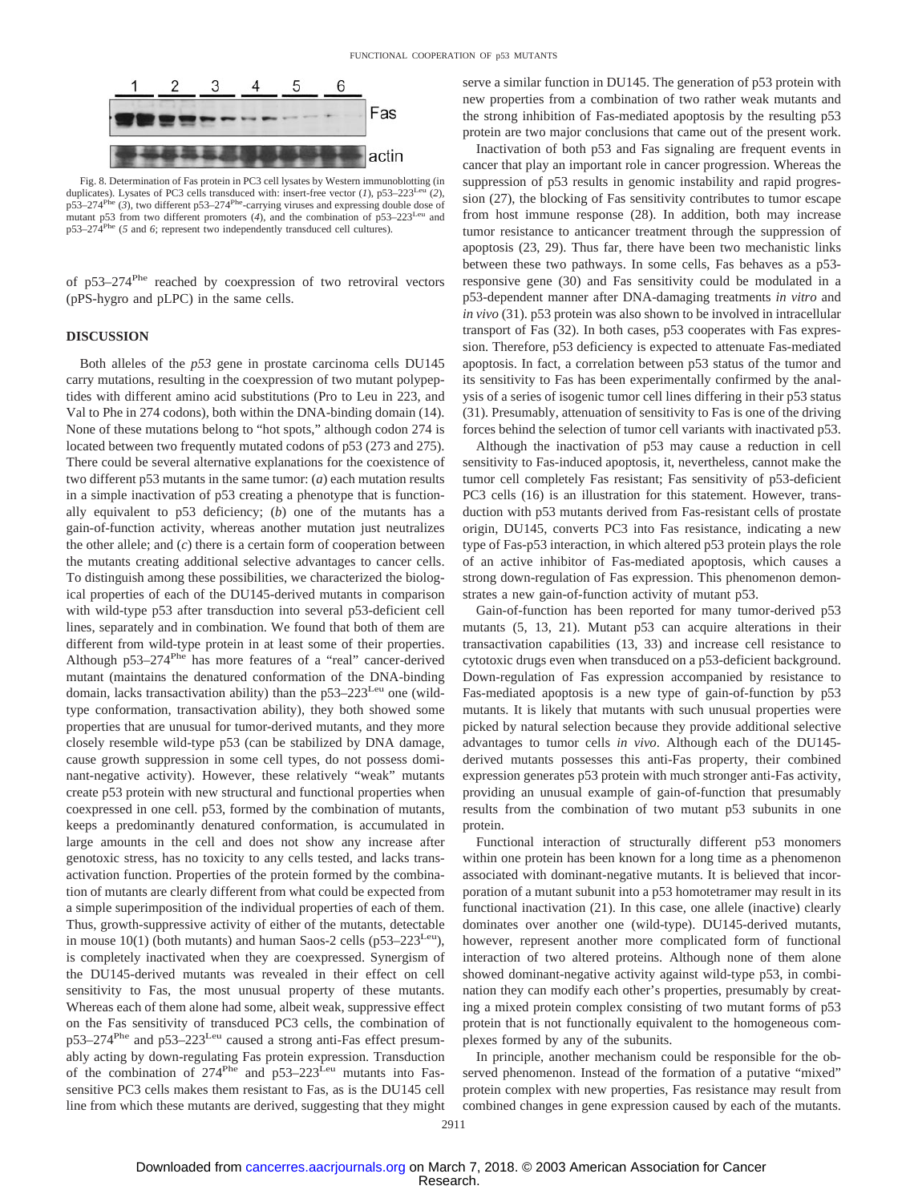Fig. 8. Determination of Fas protein in PC3 cell lysates by Western immunoblotting (in duplicates). Lysates of PC3 cells transduced with: insert-free vector (*1*), p53–223$^{Leu}$ (*2*), p53–274$^{Phe}$ (*3*), two different p53–274$^{Phe}$-carrying viruses and expressing double dose of mutant p53 from two different promoters (*4*), and the combination of p53–223$^{Leu}$ and p53–274$^{Phe}$ (*5* and *6*; represent two independently transduced cell cultures).

of p53–274$^{Phe}$ reached by coexpression of two retroviral vectors (pPS-hygro and pLPC) in the same cells.

## DISCUSSION

Both alleles of the *p53* gene in prostate carcinoma cells DU145 carry mutations, resulting in the coexpression of two mutant polypeptides with different amino acid substitutions (Pro to Leu in 223, and Val to Phe in 274 codons), both within the DNA-binding domain (14). None of these mutations belong to "hot spots," although codon 274 is located between two frequently mutated codons of p53 (273 and 275). There could be several alternative explanations for the coexistence of two different p53 mutants in the same tumor: (*a*) each mutation results in a simple inactivation of p53 creating a phenotype that is functionally equivalent to p53 deficiency; (*b*) one of the mutants has a gain-of-function activity, whereas another mutation just neutralizes the other allele; and (*c*) there is a certain form of cooperation between the mutants creating additional selective advantages to cancer cells. To distinguish among these possibilities, we characterized the biological properties of each of the DU145-derived mutants in comparison with wild-type p53 after transduction into several p53-deficient cell lines, separately and in combination. We found that both of them are different from wild-type protein in at least some of their properties. Although p53–274$^{Phe}$ has more features of a "real" cancer-derived mutant (maintains the denatured conformation of the DNA-binding domain, lacks transactivation ability) than the p53–223$^{Leu}$ one (wild-type conformation, transactivation ability), they both showed some properties that are unusual for tumor-derived mutants, and they more closely resemble wild-type p53 (can be stabilized by DNA damage, cause growth suppression in some cell types, do not possess dominant-negative activity). However, these relatively "weak" mutants create p53 protein with new structural and functional properties when coexpressed in one cell. p53, formed by the combination of mutants, keeps a predominantly denatured conformation, is accumulated in large amounts in the cell and does not show any increase after genotoxic stress, has no toxicity to any cells tested, and lacks transactivation function. Properties of the protein formed by the combination of mutants are clearly different from what could be expected from a simple superimposition of the individual properties of each of them. Thus, growth-suppressive activity of either of the mutants, detectable in mouse 10(1) (both mutants) and human Saos-2 cells (p53–223$^{Leu}$), is completely inactivated when they are coexpressed. Synergism of the DU145-derived mutants was revealed in their effect on cell sensitivity to Fas, the most unusual property of these mutants. Whereas each of them alone had some, albeit weak, suppressive effect on the Fas sensitivity of transduced PC3 cells, the combination of p53–274$^{Phe}$ and p53–223$^{Leu}$ caused a strong anti-Fas effect presumably acting by down-regulating Fas protein expression. Transduction of the combination of 274$^{Phe}$ and p53–223$^{Leu}$ mutants into Fas-sensitive PC3 cells makes them resistant to Fas, as is the DU145 cell line from which these mutants are derived, suggesting that they might serve a similar function in DU145. The generation of p53 protein with new properties from a combination of two rather weak mutants and the strong inhibition of Fas-mediated apoptosis by the resulting p53 protein are two major conclusions that came out of the present work.

Inactivation of both p53 and Fas signaling are frequent events in cancer that play an important role in cancer progression. Whereas the suppression of p53 results in genomic instability and rapid progression (27), the blocking of Fas sensitivity contributes to tumor escape from host immune response (28). In addition, both may increase tumor resistance to anticancer treatment through the suppression of apoptosis (23, 29). Thus far, there have been two mechanistic links between these two pathways. In some cells, Fas behaves as a p53-responsive gene (30) and Fas sensitivity could be modulated in a p53-dependent manner after DNA-damaging treatments *in vitro* and *in vivo* (31). p53 protein was also shown to be involved in intracellular transport of Fas (32). In both cases, p53 cooperates with Fas expression. Therefore, p53 deficiency is expected to attenuate Fas-mediated apoptosis. In fact, a correlation between p53 status of the tumor and its sensitivity to Fas has been experimentally confirmed by the analysis of a series of isogenic tumor cell lines differing in their p53 status (31). Presumably, attenuation of sensitivity to Fas is one of the driving forces behind the selection of tumor cell variants with inactivated p53.

Although the inactivation of p53 may cause a reduction in cell sensitivity to Fas-induced apoptosis, it, nevertheless, cannot make the tumor cell completely Fas resistant; Fas sensitivity of p53-deficient PC3 cells (16) is an illustration for this statement. However, transduction with p53 mutants derived from Fas-resistant cells of prostate origin, DU145, converts PC3 into Fas resistance, indicating a new type of Fas-p53 interaction, in which altered p53 protein plays the role of an active inhibitor of Fas-mediated apoptosis, which causes a strong down-regulation of Fas expression. This phenomenon demonstrates a new gain-of-function activity of mutant p53.

Gain-of-function has been reported for many tumor-derived p53 mutants (5, 13, 21). Mutant p53 can acquire alterations in their transactivation capabilities (13, 33) and increase cell resistance to cytotoxic drugs even when transduced on a p53-deficient background. Down-regulation of Fas expression accompanied by resistance to Fas-mediated apoptosis is a new type of gain-of-function by p53 mutants. It is likely that mutants with such unusual properties were picked by natural selection because they provide additional selective advantages to tumor cells *in vivo*. Although each of the DU145-derived mutants possesses this anti-Fas property, their combined expression generates p53 protein with much stronger anti-Fas activity, providing an unusual example of gain-of-function that presumably results from the combination of two mutant p53 subunits in one protein.

Functional interaction of structurally different p53 monomers within one protein has been known for a long time as a phenomenon associated with dominant-negative mutants. It is believed that incorporation of a mutant subunit into a p53 homotetramer may result in its functional inactivation (21). In this case, one allele (inactive) clearly dominates over another one (wild-type). DU145-derived mutants, however, represent another more complicated form of functional interaction of two altered proteins. Although none of them alone showed dominant-negative activity against wild-type p53, in combination they can modify each other's properties, presumably by creating a mixed protein complex consisting of two mutant forms of p53 protein that is not functionally equivalent to the homogeneous complexes formed by any of the subunits.

In principle, another mechanism could be responsible for the observed phenomenon. Instead of the formation of a putative "mixed" protein complex with new properties, Fas resistance may result from combined changes in gene expression caused by each of the mutants.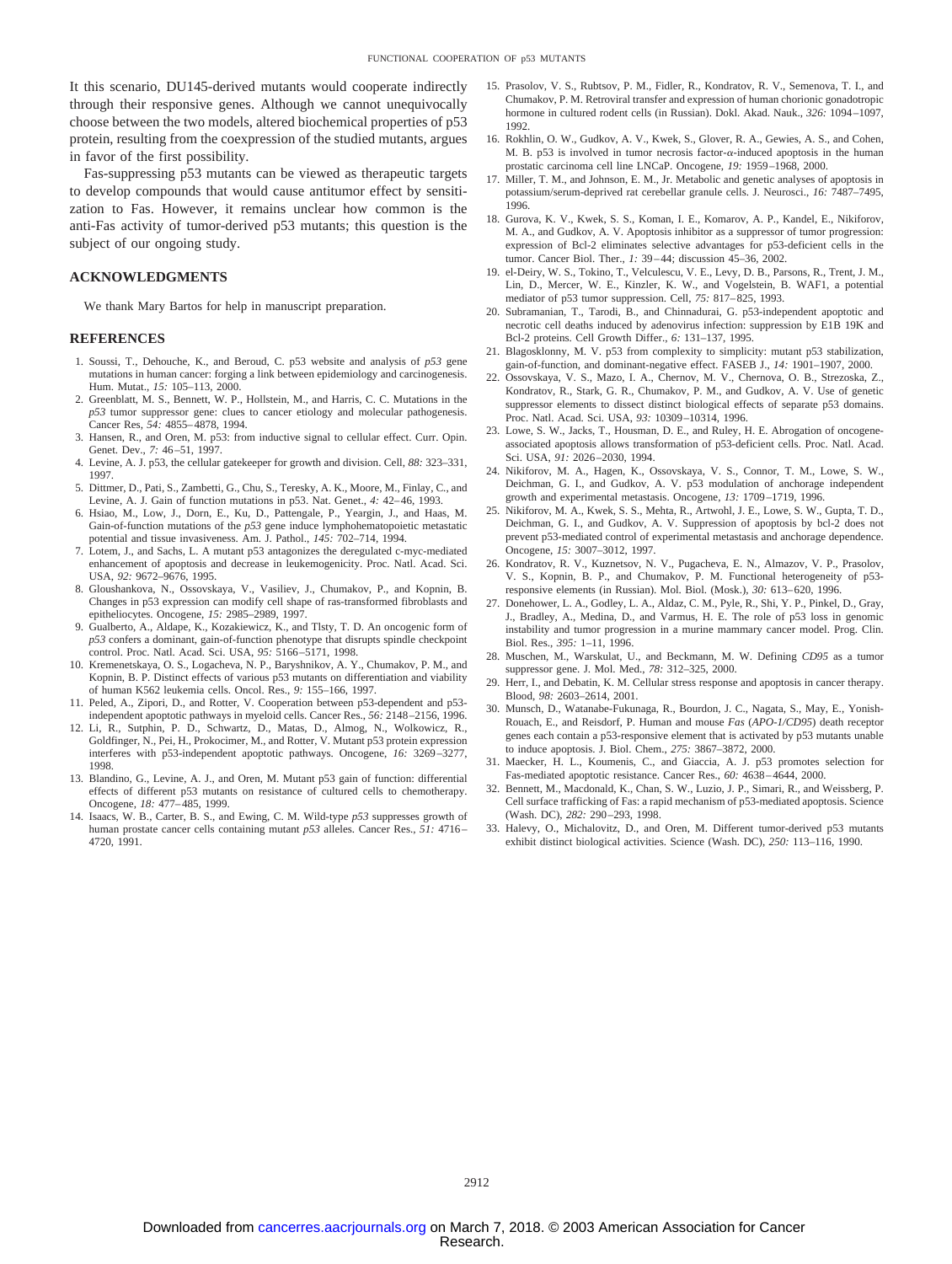It this scenario, DU145-derived mutants would cooperate indirectly through their responsive genes. Although we cannot unequivocally choose between the two models, altered biochemical properties of p53 protein, resulting from the coexpression of the studied mutants, argues in favor of the first possibility.

Fas-suppressing p53 mutants can be viewed as therapeutic targets to develop compounds that would cause antitumor effect by sensitization to Fas. However, it remains unclear how common is the anti-Fas activity of tumor-derived p53 mutants; this question is the subject of our ongoing study.

## ACKNOWLEDGMENTS

We thank Mary Bartos for help in manuscript preparation.

## REFERENCES

1. Soussi, T., Dehouche, K., and Beroud, C. p53 website and analysis of *p53* gene mutations in human cancer: forging a link between epidemiology and carcinogenesis. Hum. Mutat., *15:* 105–113, 2000.
2. Greenblatt, M. S., Bennett, W. P., Hollstein, M., and Harris, C. C. Mutations in the *p53* tumor suppressor gene: clues to cancer etiology and molecular pathogenesis. Cancer Res, *54:* 4855–4878, 1994.
3. Hansen, R., and Oren, M. p53: from inductive signal to cellular effect. Curr. Opin. Genet. Dev., *7:* 46–51, 1997.
4. Levine, A. J. p53, the cellular gatekeeper for growth and division. Cell, *88:* 323–331, 1997.
5. Dittmer, D., Pati, S., Zambetti, G., Chu, S., Teresky, A. K., Moore, M., Finlay, C., and Levine, A. J. Gain of function mutations in p53. Nat. Genet., *4:* 42–46, 1993.
6. Hsiao, M., Low, J., Dorn, E., Ku, D., Pattengale, P., Yeargin, J., and Haas, M. Gain-of-function mutations of the *p53* gene induce lymphohematopoietic metastatic potential and tissue invasiveness. Am. J. Pathol., *145:* 702–714, 1994.
7. Lotem, J., and Sachs, L. A mutant p53 antagonizes the deregulated c-myc-mediated enhancement of apoptosis and decrease in leukemogenicity. Proc. Natl. Acad. Sci. USA, *92:* 9672–9676, 1995.
8. Gloushankova, N., Ossovskaya, V., Vasiliev, J., Chumakov, P., and Kopnin, B. Changes in p53 expression can modify cell shape of ras-transformed fibroblasts and epitheliocytes. Oncogene, *15:* 2985–2989, 1997.
9. Gualberto, A., Aldape, K., Kozakiewicz, K., and Tlsty, T. D. An oncogenic form of *p53* confers a dominant, gain-of-function phenotype that disrupts spindle checkpoint control. Proc. Natl. Acad. Sci. USA, *95:* 5166–5171, 1998.
10. Kremenetskaya, O. S., Logacheva, N. P., Baryshnikov, A. Y., Chumakov, P. M., and Kopnin, B. P. Distinct effects of various p53 mutants on differentiation and viability of human K562 leukemia cells. Oncol. Res., *9:* 155–166, 1997.
11. Peled, A., Zipori, D., and Rotter, V. Cooperation between p53-dependent and p53-independent apoptotic pathways in myeloid cells. Cancer Res., *56:* 2148–2156, 1996.
12. Li, R., Sutphin, P. D., Schwartz, D., Matas, D., Almog, N., Wolkowicz, R., Goldfinger, N., Pei, H., Prokocimer, M., and Rotter, V. Mutant p53 protein expression interferes with p53-independent apoptotic pathways. Oncogene, *16:* 3269–3277, 1998.
13. Blandino, G., Levine, A. J., and Oren, M. Mutant p53 gain of function: differential effects of different p53 mutants on resistance of cultured cells to chemotherapy. Oncogene, *18:* 477–485, 1999.
14. Isaacs, W. B., Carter, B. S., and Ewing, C. M. Wild-type *p53* suppresses growth of human prostate cancer cells containing mutant *p53* alleles. Cancer Res., *51:* 4716–4720, 1991.
15. Prasolov, V. S., Rubtsov, P. M., Fidler, R., Kondratov, R. V., Semenova, T. I., and Chumakov, P. M. Retroviral transfer and expression of human chorionic gonadotropic hormone in cultured rodent cells (in Russian). Dokl. Akad. Nauk., *326:* 1094–1097, 1992.
16. Rokhlin, O. W., Gudkov, A. V., Kwek, S., Glover, R. A., Gewies, A. S., and Cohen, M. B. p53 is involved in tumor necrosis factor-α-induced apoptosis in the human prostatic carcinoma cell line LNCaP. Oncogene, *19:* 1959–1968, 2000.
17. Miller, T. M., and Johnson, E. M., Jr. Metabolic and genetic analyses of apoptosis in potassium/serum-deprived rat cerebellar granule cells. J. Neurosci., *16:* 7487–7495, 1996.
18. Gurova, K. V., Kwek, S. S., Koman, I. E., Komarov, A. P., Kandel, E., Nikiforov, M. A., and Gudkov, A. V. Apoptosis inhibitor as a suppressor of tumor progression: expression of Bcl-2 eliminates selective advantages for p53-deficient cells in the tumor. Cancer Biol. Ther., *1:* 39–44; discussion 45–36, 2002.
19. el-Deiry, W. S., Tokino, T., Velculescu, V. E., Levy, D. B., Parsons, R., Trent, J. M., Lin, D., Mercer, W. E., Kinzler, K. W., and Vogelstein, B. WAF1, a potential mediator of p53 tumor suppression. Cell, *75:* 817–825, 1993.
20. Subramanian, T., Tarodi, B., and Chinnadurai, G. p53-independent apoptotic and necrotic cell deaths induced by adenovirus infection: suppression by E1B 19K and Bcl-2 proteins. Cell Growth Differ., *6:* 131–137, 1995.
21. Blagosklonny, M. V. p53 from complexity to simplicity: mutant p53 stabilization, gain-of-function, and dominant-negative effect. FASEB J., *14:* 1901–1907, 2000.
22. Ossovskaya, V. S., Mazo, I. A., Chernov, M. V., Chernova, O. B., Strezoska, Z., Kondratov, R., Stark, G. R., Chumakov, P. M., and Gudkov, A. V. Use of genetic suppressor elements to dissect distinct biological effects of separate p53 domains. Proc. Natl. Acad. Sci. USA, *93:* 10309–10314, 1996.
23. Lowe, S. W., Jacks, T., Housman, D. E., and Ruley, H. E. Abrogation of oncogene-associated apoptosis allows transformation of p53-deficient cells. Proc. Natl. Acad. Sci. USA, *91:* 2026–2030, 1994.
24. Nikiforov, M. A., Hagen, K., Ossovskaya, V. S., Connor, T. M., Lowe, S. W., Deichman, G. I., and Gudkov, A. V. p53 modulation of anchorage independent growth and experimental metastasis. Oncogene, *13:* 1709–1719, 1996.
25. Nikiforov, M. A., Kwek, S. S., Mehta, R., Artwohl, J. E., Lowe, S. W., Gupta, T. D., Deichman, G. I., and Gudkov, A. V. Suppression of apoptosis by bcl-2 does not prevent p53-mediated control of experimental metastasis and anchorage dependence. Oncogene, *15:* 3007–3012, 1997.
26. Kondratov, R. V., Kuznetsov, N. V., Pugacheva, E. N., Almazov, V. P., Prasolov, V. S., Kopnin, B. P., and Chumakov, P. M. Functional heterogeneity of p53-responsive elements (in Russian). Mol. Biol. (Mosk.), *30:* 613–620, 1996.
27. Donehower, L. A., Godley, L. A., Aldaz, C. M., Pyle, R., Shi, Y. P., Pinkel, D., Gray, J., Bradley, A., Medina, D., and Varmus, H. E. The role of p53 loss in genomic instability and tumor progression in a murine mammary cancer model. Prog. Clin. Biol. Res., *395:* 1–11, 1996.
28. Muschen, M., Warskulat, U., and Beckmann, M. W. Defining *CD95* as a tumor suppressor gene. J. Mol. Med., *78:* 312–325, 2000.
29. Herr, I., and Debatin, K. M. Cellular stress response and apoptosis in cancer therapy. Blood, *98:* 2603–2614, 2001.
30. Munsch, D., Watanabe-Fukunaga, R., Bourdon, J. C., Nagata, S., May, E., Yonish-Rouach, E., and Reisdorf, P. Human and mouse *Fas* (*APO-1/CD95*) death receptor genes each contain a p53-responsive element that is activated by p53 mutants unable to induce apoptosis. J. Biol. Chem., *275:* 3867–3872, 2000.
31. Maecker, H. L., Koumenis, C., and Giaccia, A. J. p53 promotes selection for Fas-mediated apoptotic resistance. Cancer Res., *60:* 4638–4644, 2000.
32. Bennett, M., Macdonald, K., Chan, S. W., Luzio, J. P., Simari, R., and Weissberg, P. Cell surface trafficking of Fas: a rapid mechanism of p53-mediated apoptosis. Science (Wash. DC), *282:* 290–293, 1998.
33. Halevy, O., Michalovitz, D., and Oren, M. Different tumor-derived p53 mutants exhibit distinct biological activities. Science (Wash. DC), *250:* 113–116, 1990.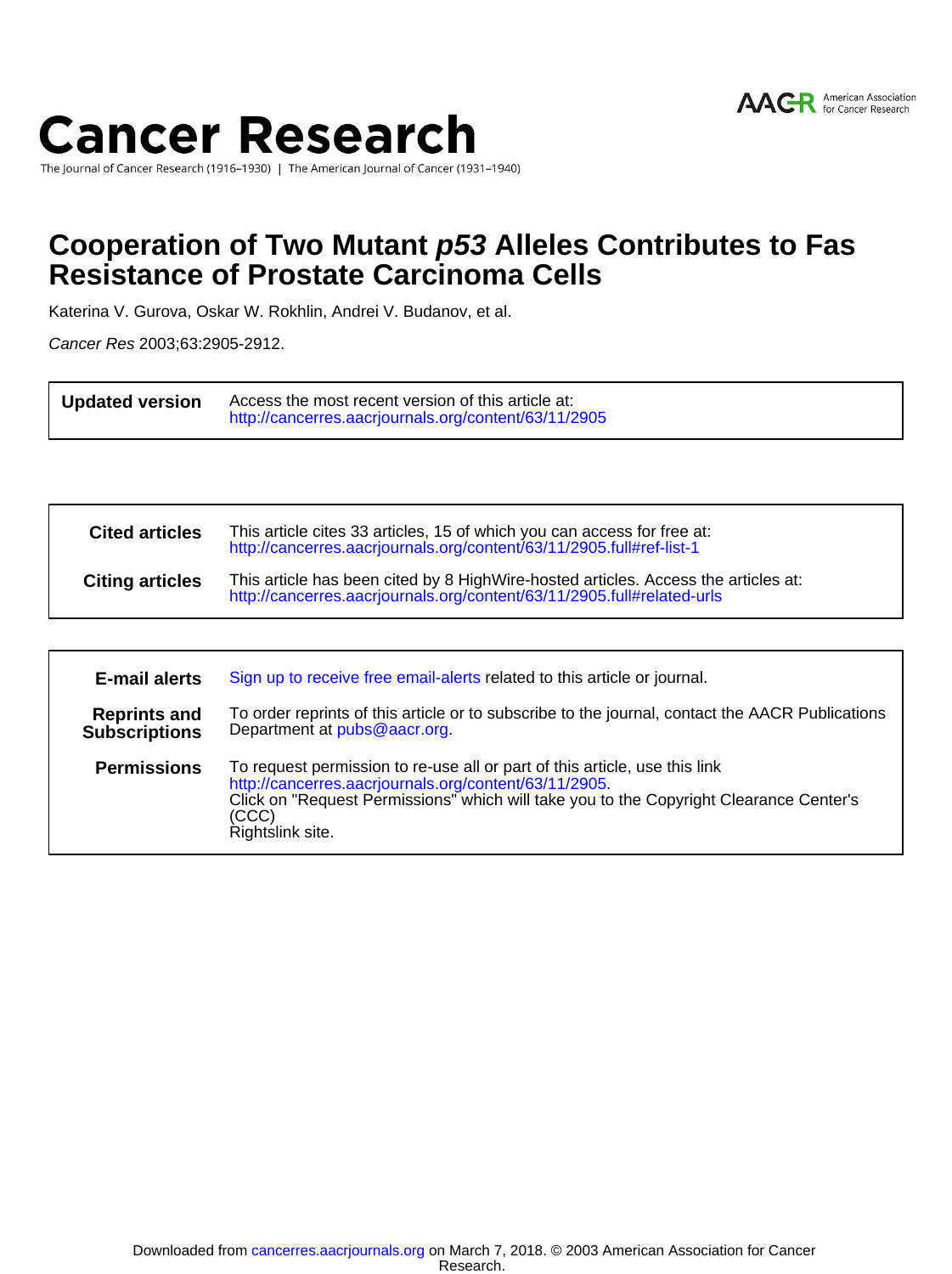# Cancer Research

The Journal of Cancer Research (1916–1930) | The American Journal of Cancer (1931–1940)

# Cooperation of Two Mutant *p53* Alleles Contributes to Fas Resistance of Prostate Carcinoma Cells

Katerina V. Gurova, Oskar W. Rokhlin, Andrei V. Budanov, et al.

*Cancer Res* 2003;63:2905-2912.

| | |
|---|---|
| **Updated version** | Access the most recent version of this article at: http://cancerres.aacrjournals.org/content/63/11/2905 |

| | |
|---|---|
| **Cited articles** | This article cites 33 articles, 15 of which you can access for free at: http://cancerres.aacrjournals.org/content/63/11/2905.full#ref-list-1 |
| **Citing articles** | This article has been cited by 8 HighWire-hosted articles. Access the articles at: http://cancerres.aacrjournals.org/content/63/11/2905.full#related-urls |

| | |
|---|---|
| **E-mail alerts** | Sign up to receive free email-alerts related to this article or journal. |
| **Reprints and Subscriptions** | To order reprints of this article or to subscribe to the journal, contact the AACR Publications Department at pubs@aacr.org. |
| **Permissions** | To request permission to re-use all or part of this article, use this link http://cancerres.aacrjournals.org/content/63/11/2905. Click on "Request Permissions" which will take you to the Copyright Clearance Center's (CCC) Rightslink site. |

Downloaded from cancerres.aacrjournals.org on March 7, 2018. © 2003 American Association for Cancer Research.